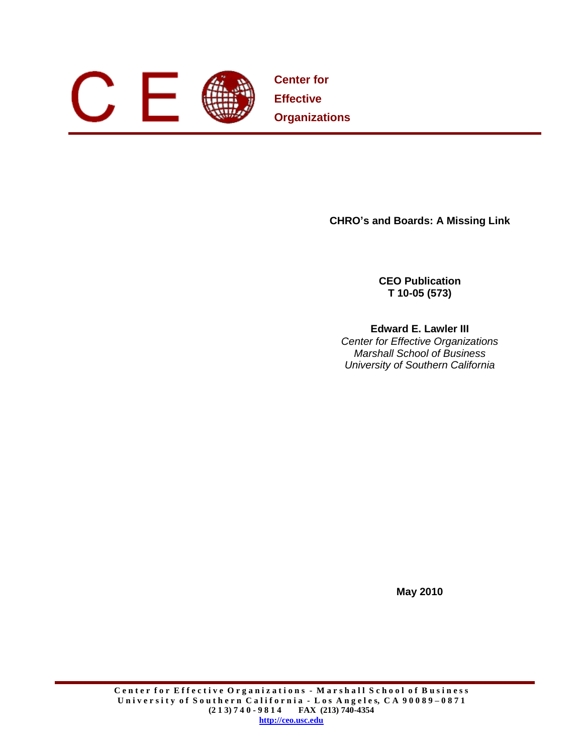**Center for Effective Organizations**

# CHRO's and Boards: A Missing Link

**CEO Publication**
**T 10-05 (573)**

**Edward E. Lawler III**
*Center for Effective Organizations*
*Marshall School of Business*
*University of Southern California*

**May 2010**

Center for Effective Organizations - Marshall School of Business
University of Southern California - Los Angeles, CA 90089–0871
(213) 740-9814 FAX (213) 740-4354
http://ceo.usc.edu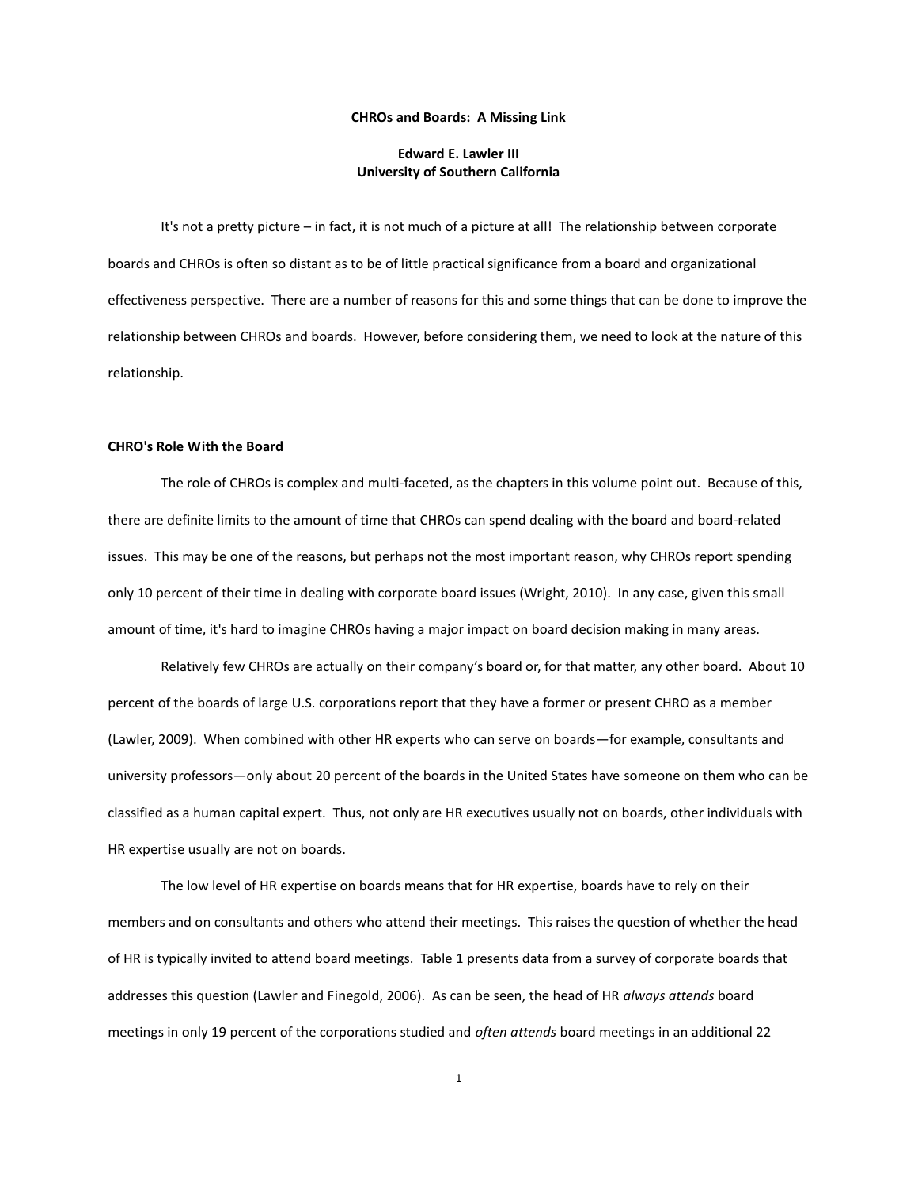**CHROs and Boards: A Missing Link**

**Edward E. Lawler III**
**University of Southern California**

It's not a pretty picture – in fact, it is not much of a picture at all! The relationship between corporate boards and CHROs is often so distant as to be of little practical significance from a board and organizational effectiveness perspective. There are a number of reasons for this and some things that can be done to improve the relationship between CHROs and boards. However, before considering them, we need to look at the nature of this relationship.

## CHRO's Role With the Board

The role of CHROs is complex and multi-faceted, as the chapters in this volume point out. Because of this, there are definite limits to the amount of time that CHROs can spend dealing with the board and board-related issues. This may be one of the reasons, but perhaps not the most important reason, why CHROs report spending only 10 percent of their time in dealing with corporate board issues (Wright, 2010). In any case, given this small amount of time, it's hard to imagine CHROs having a major impact on board decision making in many areas.

Relatively few CHROs are actually on their company's board or, for that matter, any other board. About 10 percent of the boards of large U.S. corporations report that they have a former or present CHRO as a member (Lawler, 2009). When combined with other HR experts who can serve on boards—for example, consultants and university professors—only about 20 percent of the boards in the United States have someone on them who can be classified as a human capital expert. Thus, not only are HR executives usually not on boards, other individuals with HR expertise usually are not on boards.

The low level of HR expertise on boards means that for HR expertise, boards have to rely on their members and on consultants and others who attend their meetings. This raises the question of whether the head of HR is typically invited to attend board meetings. Table 1 presents data from a survey of corporate boards that addresses this question (Lawler and Finegold, 2006). As can be seen, the head of HR *always attends* board meetings in only 19 percent of the corporations studied and *often attends* board meetings in an additional 22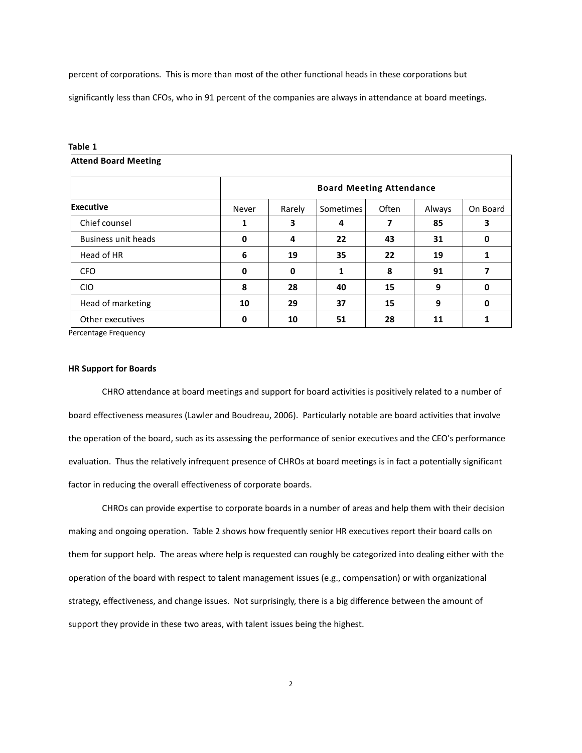percent of corporations. This is more than most of the other functional heads in these corporations but significantly less than CFOs, who in 91 percent of the companies are always in attendance at board meetings.

**Table 1**

| **Attend Board Meeting** | | | | | | |
|---|---|---|---|---|---|---|
| | **Board Meeting Attendance** | | | | | |
| **Executive** | Never | Rarely | Sometimes | Often | Always | On Board |
| Chief counsel | **1** | **3** | **4** | **7** | **85** | **3** |
| Business unit heads | **0** | **4** | **22** | **43** | **31** | **0** |
| Head of HR | **6** | **19** | **35** | **22** | **19** | **1** |
| CFO | **0** | **0** | **1** | **8** | **91** | **7** |
| CIO | **8** | **28** | **40** | **15** | **9** | **0** |
| Head of marketing | **10** | **29** | **37** | **15** | **9** | **0** |
| Other executives | **0** | **10** | **51** | **28** | **11** | **1** |

Percentage Frequency

**HR Support for Boards**

CHRO attendance at board meetings and support for board activities is positively related to a number of board effectiveness measures (Lawler and Boudreau, 2006). Particularly notable are board activities that involve the operation of the board, such as its assessing the performance of senior executives and the CEO's performance evaluation. Thus the relatively infrequent presence of CHROs at board meetings is in fact a potentially significant factor in reducing the overall effectiveness of corporate boards.

CHROs can provide expertise to corporate boards in a number of areas and help them with their decision making and ongoing operation. Table 2 shows how frequently senior HR executives report their board calls on them for support help. The areas where help is requested can roughly be categorized into dealing either with the operation of the board with respect to talent management issues (e.g., compensation) or with organizational strategy, effectiveness, and change issues. Not surprisingly, there is a big difference between the amount of support they provide in these two areas, with talent issues being the highest.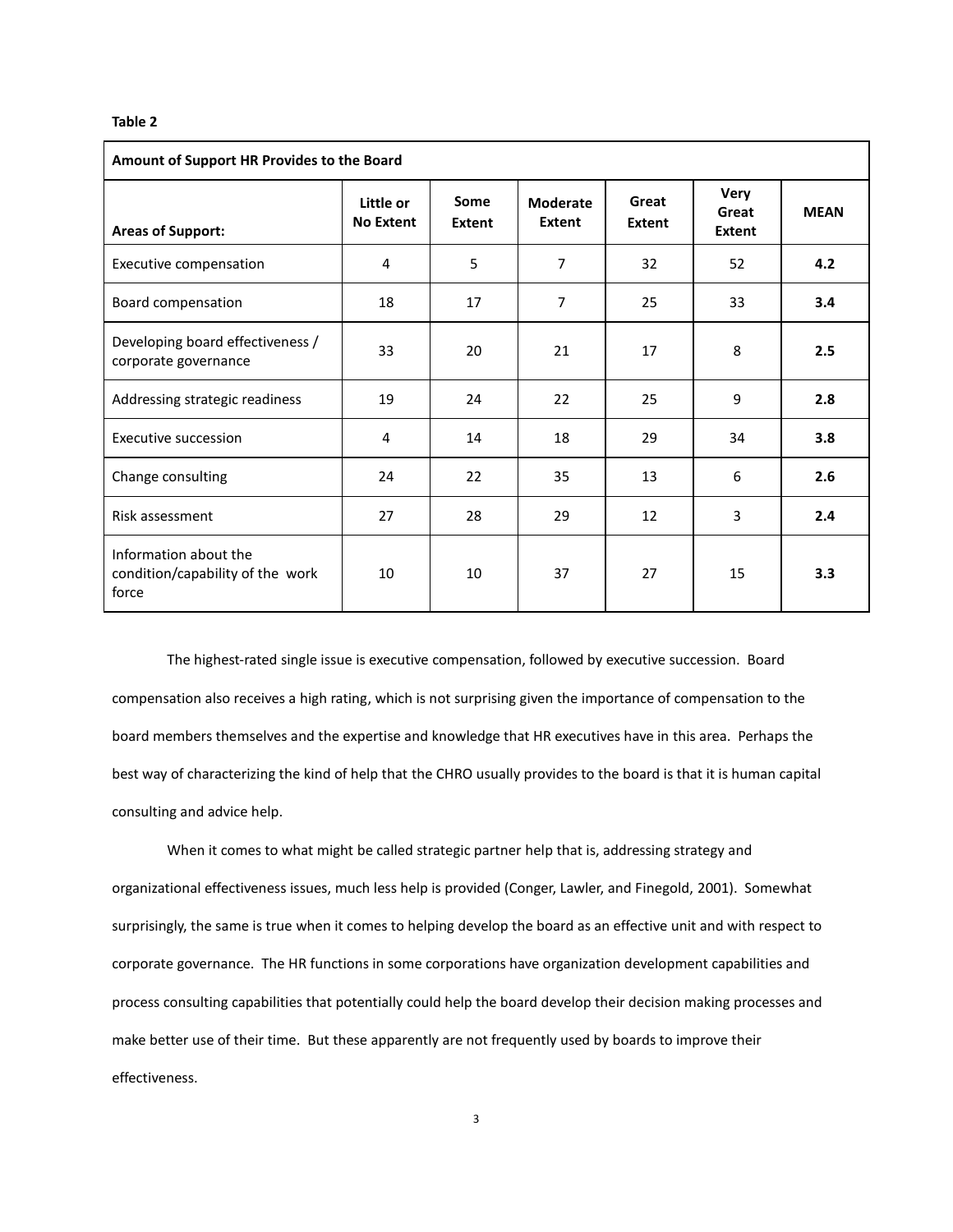**Table 2**

| **Amount of Support HR Provides to the Board** | | | | | | |
|---|---|---|---|---|---|---|
| **Areas of Support:** | **Little or No Extent** | **Some Extent** | **Moderate Extent** | **Great Extent** | **Very Great Extent** | **MEAN** |
| Executive compensation | 4 | 5 | 7 | 32 | 52 | **4.2** |
| Board compensation | 18 | 17 | 7 | 25 | 33 | **3.4** |
| Developing board effectiveness / corporate governance | 33 | 20 | 21 | 17 | 8 | **2.5** |
| Addressing strategic readiness | 19 | 24 | 22 | 25 | 9 | **2.8** |
| Executive succession | 4 | 14 | 18 | 29 | 34 | **3.8** |
| Change consulting | 24 | 22 | 35 | 13 | 6 | **2.6** |
| Risk assessment | 27 | 28 | 29 | 12 | 3 | **2.4** |
| Information about the condition/capability of the work force | 10 | 10 | 37 | 27 | 15 | **3.3** |

The highest-rated single issue is executive compensation, followed by executive succession. Board compensation also receives a high rating, which is not surprising given the importance of compensation to the board members themselves and the expertise and knowledge that HR executives have in this area. Perhaps the best way of characterizing the kind of help that the CHRO usually provides to the board is that it is human capital consulting and advice help.

When it comes to what might be called strategic partner help that is, addressing strategy and organizational effectiveness issues, much less help is provided (Conger, Lawler, and Finegold, 2001). Somewhat surprisingly, the same is true when it comes to helping develop the board as an effective unit and with respect to corporate governance. The HR functions in some corporations have organization development capabilities and process consulting capabilities that potentially could help the board develop their decision making processes and make better use of their time. But these apparently are not frequently used by boards to improve their effectiveness.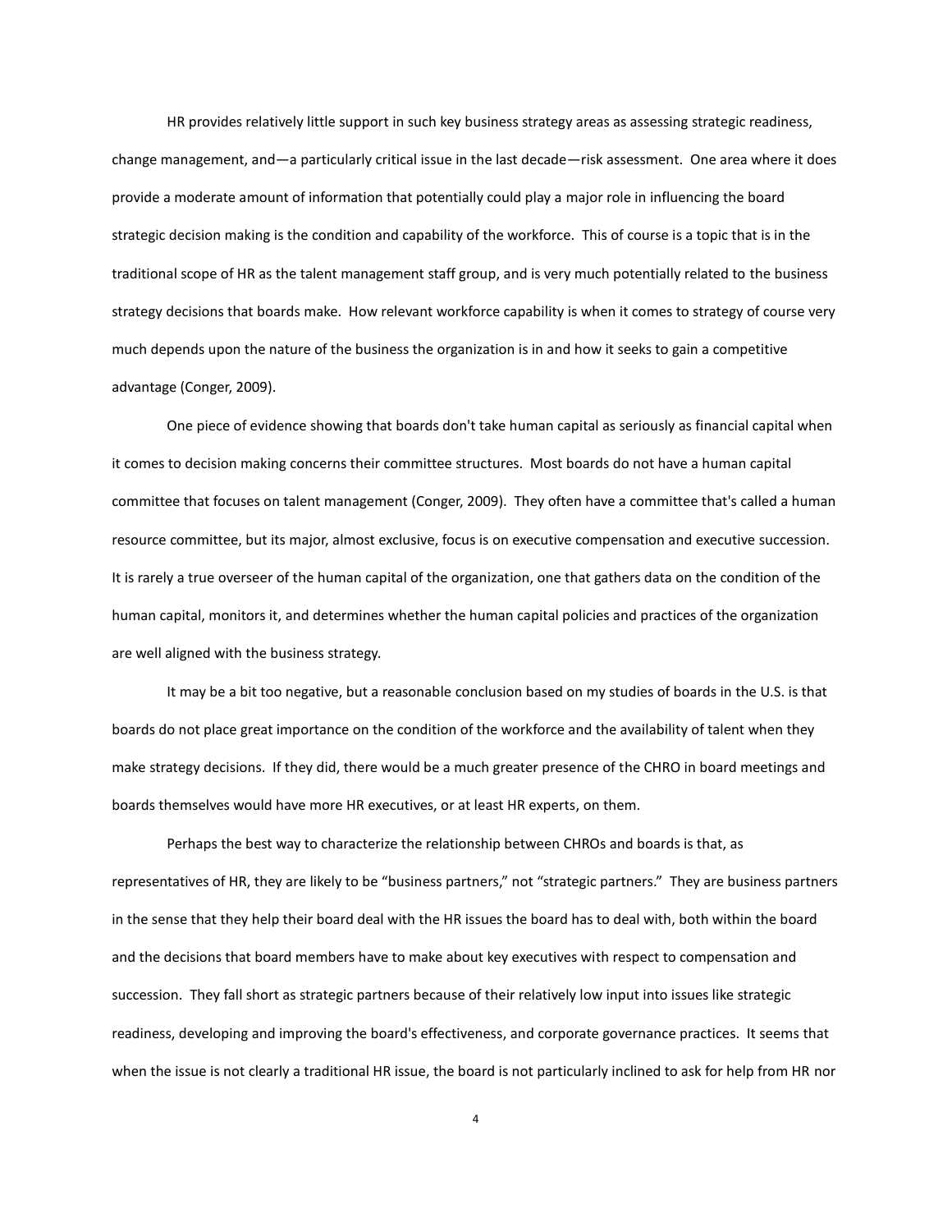HR provides relatively little support in such key business strategy areas as assessing strategic readiness, change management, and—a particularly critical issue in the last decade—risk assessment. One area where it does provide a moderate amount of information that potentially could play a major role in influencing the board strategic decision making is the condition and capability of the workforce. This of course is a topic that is in the traditional scope of HR as the talent management staff group, and is very much potentially related to the business strategy decisions that boards make. How relevant workforce capability is when it comes to strategy of course very much depends upon the nature of the business the organization is in and how it seeks to gain a competitive advantage (Conger, 2009).

One piece of evidence showing that boards don't take human capital as seriously as financial capital when it comes to decision making concerns their committee structures. Most boards do not have a human capital committee that focuses on talent management (Conger, 2009). They often have a committee that's called a human resource committee, but its major, almost exclusive, focus is on executive compensation and executive succession. It is rarely a true overseer of the human capital of the organization, one that gathers data on the condition of the human capital, monitors it, and determines whether the human capital policies and practices of the organization are well aligned with the business strategy.

It may be a bit too negative, but a reasonable conclusion based on my studies of boards in the U.S. is that boards do not place great importance on the condition of the workforce and the availability of talent when they make strategy decisions. If they did, there would be a much greater presence of the CHRO in board meetings and boards themselves would have more HR executives, or at least HR experts, on them.

Perhaps the best way to characterize the relationship between CHROs and boards is that, as representatives of HR, they are likely to be "business partners," not "strategic partners." They are business partners in the sense that they help their board deal with the HR issues the board has to deal with, both within the board and the decisions that board members have to make about key executives with respect to compensation and succession. They fall short as strategic partners because of their relatively low input into issues like strategic readiness, developing and improving the board's effectiveness, and corporate governance practices. It seems that when the issue is not clearly a traditional HR issue, the board is not particularly inclined to ask for help from HR nor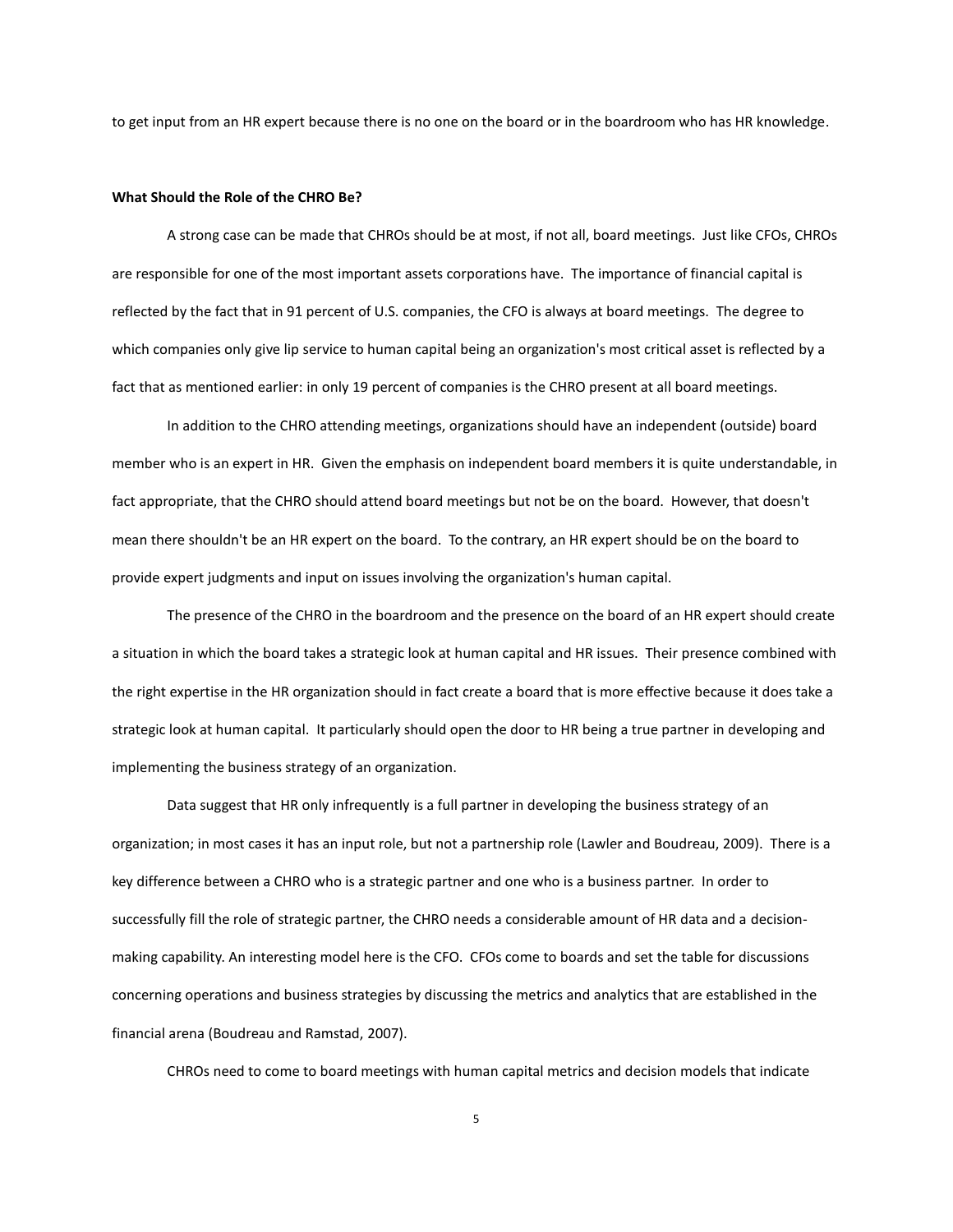to get input from an HR expert because there is no one on the board or in the boardroom who has HR knowledge.

**What Should the Role of the CHRO Be?**

A strong case can be made that CHROs should be at most, if not all, board meetings. Just like CFOs, CHROs are responsible for one of the most important assets corporations have. The importance of financial capital is reflected by the fact that in 91 percent of U.S. companies, the CFO is always at board meetings. The degree to which companies only give lip service to human capital being an organization's most critical asset is reflected by a fact that as mentioned earlier: in only 19 percent of companies is the CHRO present at all board meetings.

In addition to the CHRO attending meetings, organizations should have an independent (outside) board member who is an expert in HR. Given the emphasis on independent board members it is quite understandable, in fact appropriate, that the CHRO should attend board meetings but not be on the board. However, that doesn't mean there shouldn't be an HR expert on the board. To the contrary, an HR expert should be on the board to provide expert judgments and input on issues involving the organization's human capital.

The presence of the CHRO in the boardroom and the presence on the board of an HR expert should create a situation in which the board takes a strategic look at human capital and HR issues. Their presence combined with the right expertise in the HR organization should in fact create a board that is more effective because it does take a strategic look at human capital. It particularly should open the door to HR being a true partner in developing and implementing the business strategy of an organization.

Data suggest that HR only infrequently is a full partner in developing the business strategy of an organization; in most cases it has an input role, but not a partnership role (Lawler and Boudreau, 2009). There is a key difference between a CHRO who is a strategic partner and one who is a business partner. In order to successfully fill the role of strategic partner, the CHRO needs a considerable amount of HR data and a decision-making capability. An interesting model here is the CFO. CFOs come to boards and set the table for discussions concerning operations and business strategies by discussing the metrics and analytics that are established in the financial arena (Boudreau and Ramstad, 2007).

CHROs need to come to board meetings with human capital metrics and decision models that indicate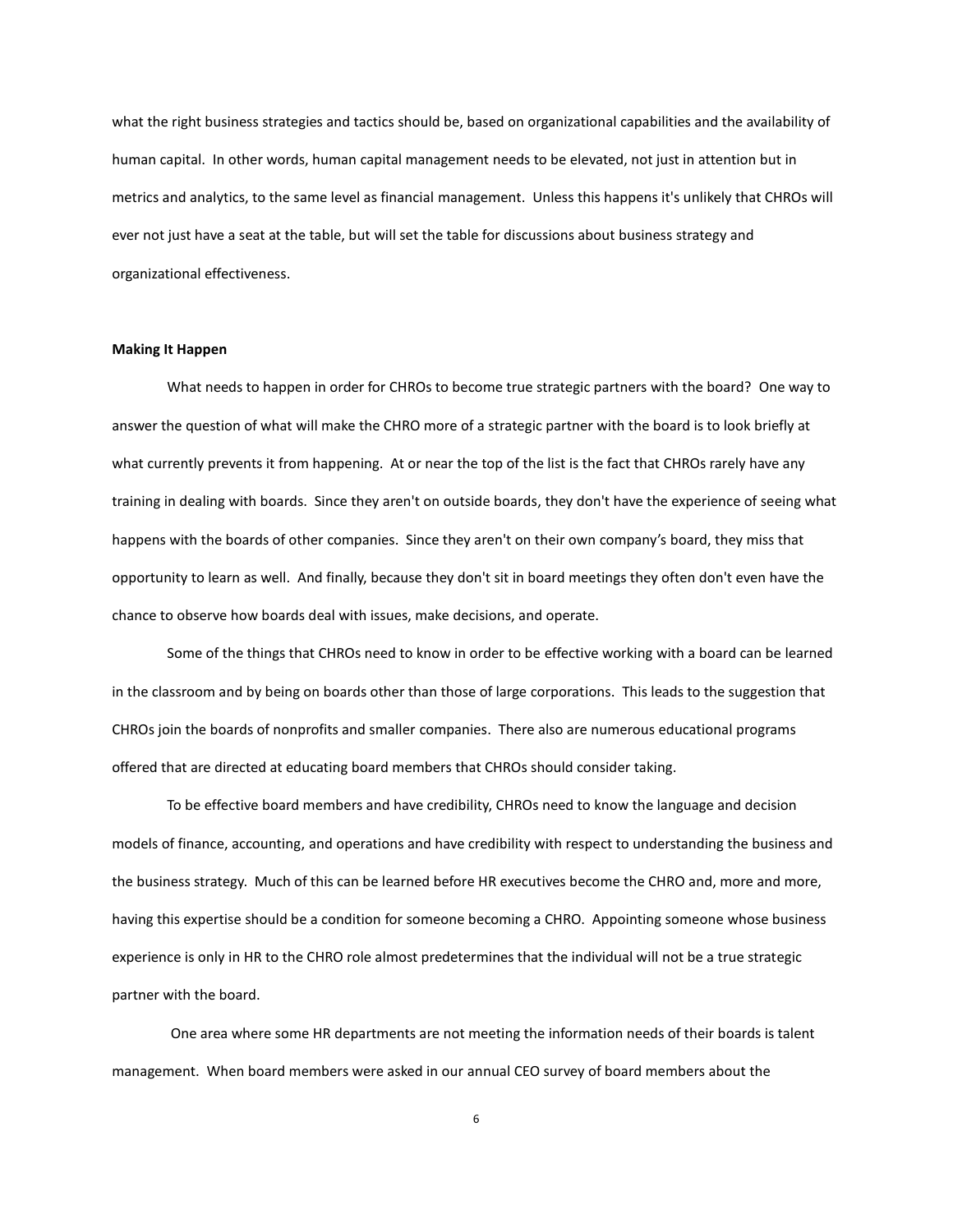what the right business strategies and tactics should be, based on organizational capabilities and the availability of human capital. In other words, human capital management needs to be elevated, not just in attention but in metrics and analytics, to the same level as financial management. Unless this happens it's unlikely that CHROs will ever not just have a seat at the table, but will set the table for discussions about business strategy and organizational effectiveness.

**Making It Happen**

What needs to happen in order for CHROs to become true strategic partners with the board? One way to answer the question of what will make the CHRO more of a strategic partner with the board is to look briefly at what currently prevents it from happening. At or near the top of the list is the fact that CHROs rarely have any training in dealing with boards. Since they aren't on outside boards, they don't have the experience of seeing what happens with the boards of other companies. Since they aren't on their own company's board, they miss that opportunity to learn as well. And finally, because they don't sit in board meetings they often don't even have the chance to observe how boards deal with issues, make decisions, and operate.

Some of the things that CHROs need to know in order to be effective working with a board can be learned in the classroom and by being on boards other than those of large corporations. This leads to the suggestion that CHROs join the boards of nonprofits and smaller companies. There also are numerous educational programs offered that are directed at educating board members that CHROs should consider taking.

To be effective board members and have credibility, CHROs need to know the language and decision models of finance, accounting, and operations and have credibility with respect to understanding the business and the business strategy. Much of this can be learned before HR executives become the CHRO and, more and more, having this expertise should be a condition for someone becoming a CHRO. Appointing someone whose business experience is only in HR to the CHRO role almost predetermines that the individual will not be a true strategic partner with the board.

One area where some HR departments are not meeting the information needs of their boards is talent management. When board members were asked in our annual CEO survey of board members about the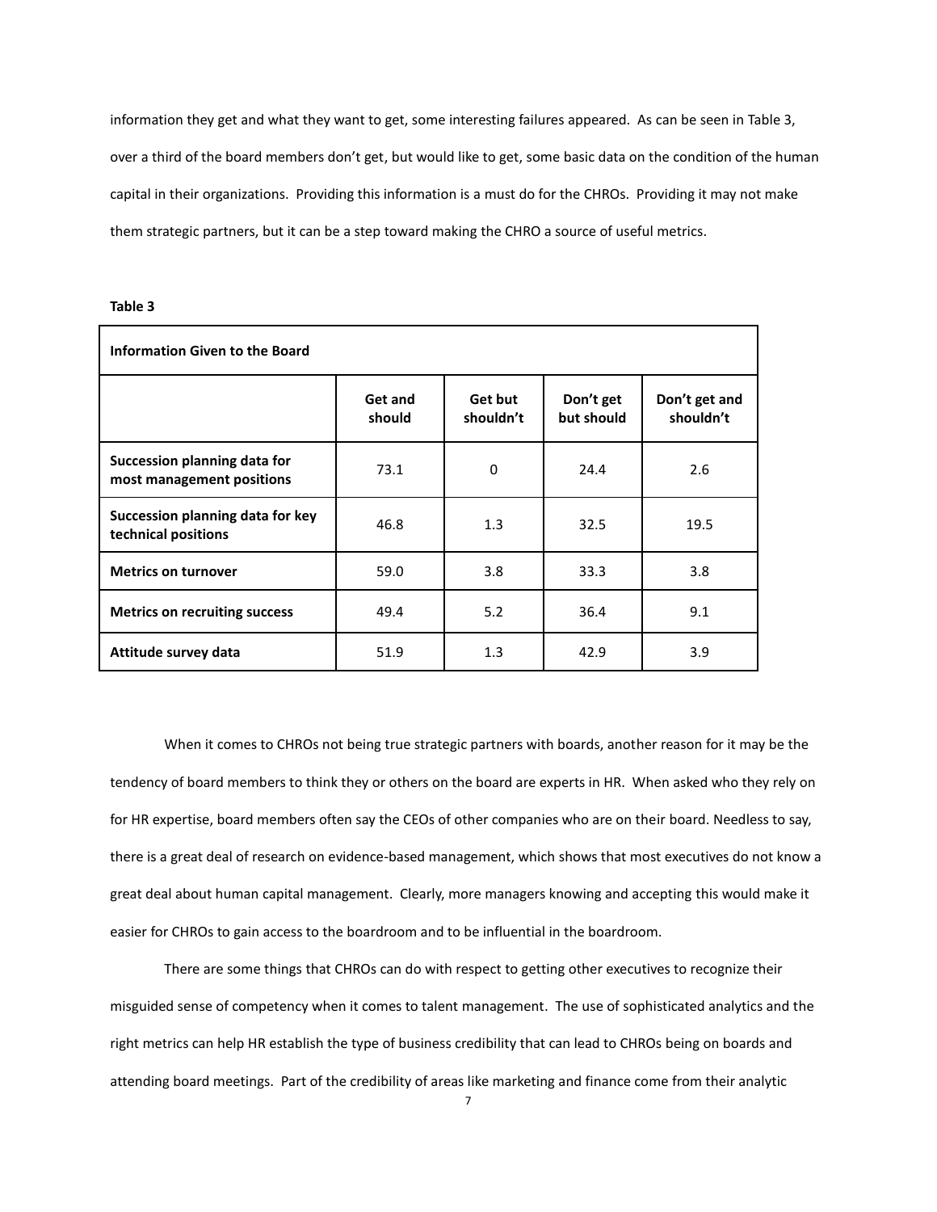information they get and what they want to get, some interesting failures appeared. As can be seen in Table 3, over a third of the board members don't get, but would like to get, some basic data on the condition of the human capital in their organizations. Providing this information is a must do for the CHROs. Providing it may not make them strategic partners, but it can be a step toward making the CHRO a source of useful metrics.

**Table 3**

| **Information Given to the Board** | | | | |
|---|---|---|---|---|
| | **Get and should** | **Get but shouldn't** | **Don't get but should** | **Don't get and shouldn't** |
| **Succession planning data for most management positions** | 73.1 | 0 | 24.4 | 2.6 |
| **Succession planning data for key technical positions** | 46.8 | 1.3 | 32.5 | 19.5 |
| **Metrics on turnover** | 59.0 | 3.8 | 33.3 | 3.8 |
| **Metrics on recruiting success** | 49.4 | 5.2 | 36.4 | 9.1 |
| **Attitude survey data** | 51.9 | 1.3 | 42.9 | 3.9 |

When it comes to CHROs not being true strategic partners with boards, another reason for it may be the tendency of board members to think they or others on the board are experts in HR. When asked who they rely on for HR expertise, board members often say the CEOs of other companies who are on their board. Needless to say, there is a great deal of research on evidence-based management, which shows that most executives do not know a great deal about human capital management. Clearly, more managers knowing and accepting this would make it easier for CHROs to gain access to the boardroom and to be influential in the boardroom.

There are some things that CHROs can do with respect to getting other executives to recognize their misguided sense of competency when it comes to talent management. The use of sophisticated analytics and the right metrics can help HR establish the type of business credibility that can lead to CHROs being on boards and attending board meetings. Part of the credibility of areas like marketing and finance come from their analytic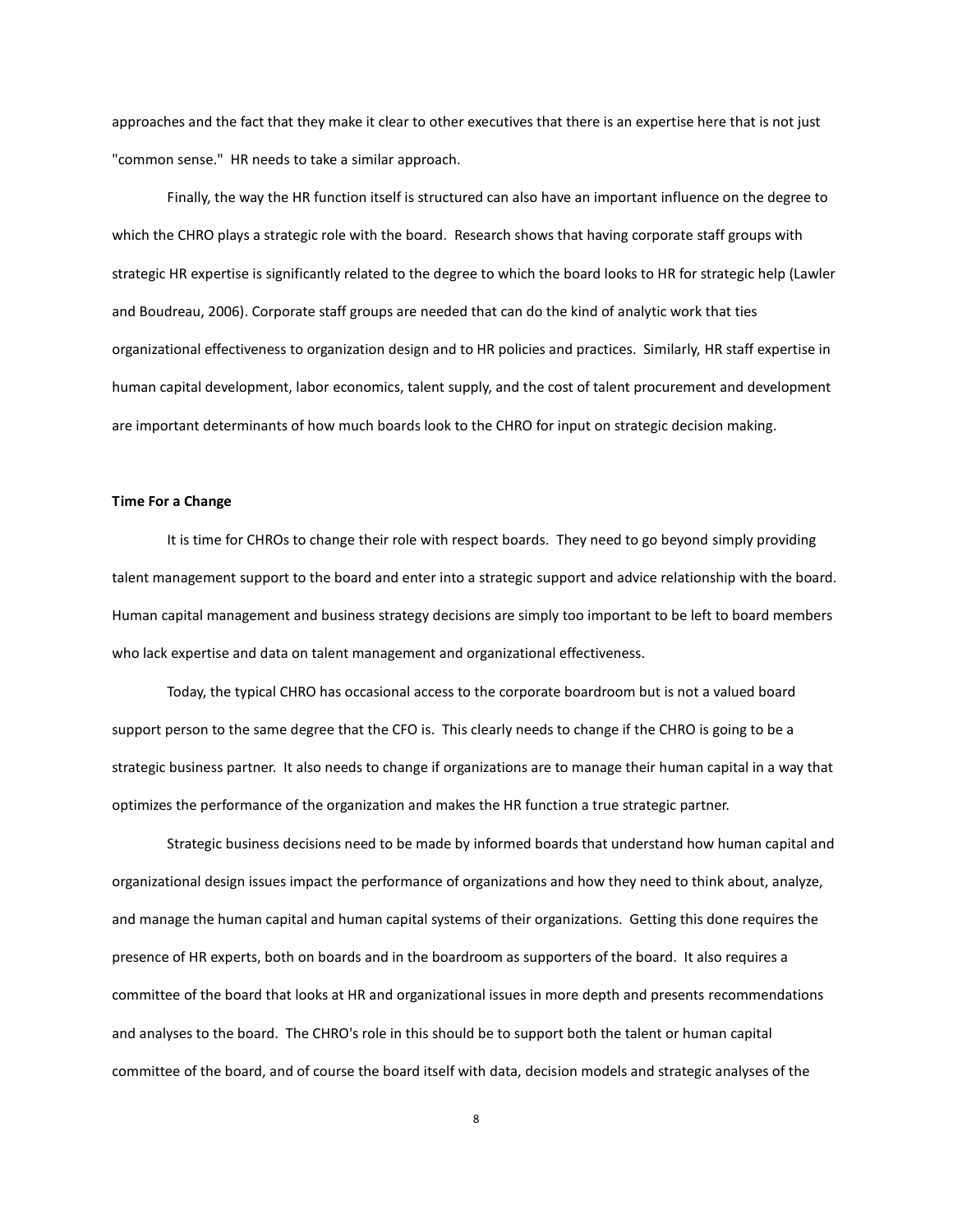approaches and the fact that they make it clear to other executives that there is an expertise here that is not just "common sense." HR needs to take a similar approach.

Finally, the way the HR function itself is structured can also have an important influence on the degree to which the CHRO plays a strategic role with the board. Research shows that having corporate staff groups with strategic HR expertise is significantly related to the degree to which the board looks to HR for strategic help (Lawler and Boudreau, 2006). Corporate staff groups are needed that can do the kind of analytic work that ties organizational effectiveness to organization design and to HR policies and practices. Similarly, HR staff expertise in human capital development, labor economics, talent supply, and the cost of talent procurement and development are important determinants of how much boards look to the CHRO for input on strategic decision making.

**Time For a Change**

It is time for CHROs to change their role with respect boards. They need to go beyond simply providing talent management support to the board and enter into a strategic support and advice relationship with the board. Human capital management and business strategy decisions are simply too important to be left to board members who lack expertise and data on talent management and organizational effectiveness.

Today, the typical CHRO has occasional access to the corporate boardroom but is not a valued board support person to the same degree that the CFO is. This clearly needs to change if the CHRO is going to be a strategic business partner. It also needs to change if organizations are to manage their human capital in a way that optimizes the performance of the organization and makes the HR function a true strategic partner.

Strategic business decisions need to be made by informed boards that understand how human capital and organizational design issues impact the performance of organizations and how they need to think about, analyze, and manage the human capital and human capital systems of their organizations. Getting this done requires the presence of HR experts, both on boards and in the boardroom as supporters of the board. It also requires a committee of the board that looks at HR and organizational issues in more depth and presents recommendations and analyses to the board. The CHRO's role in this should be to support both the talent or human capital committee of the board, and of course the board itself with data, decision models and strategic analyses of the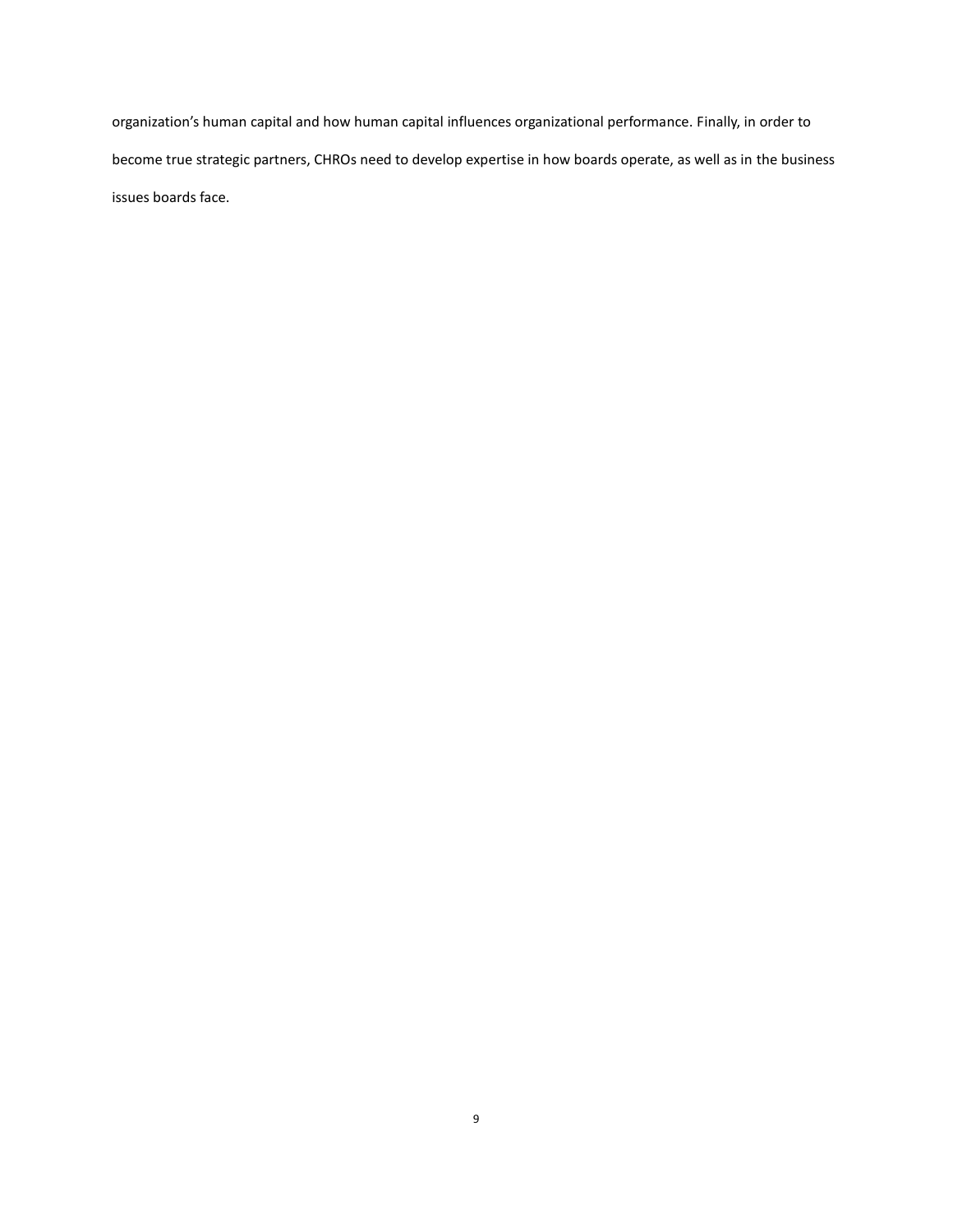organization’s human capital and how human capital influences organizational performance. Finally, in order to become true strategic partners, CHROs need to develop expertise in how boards operate, as well as in the business issues boards face.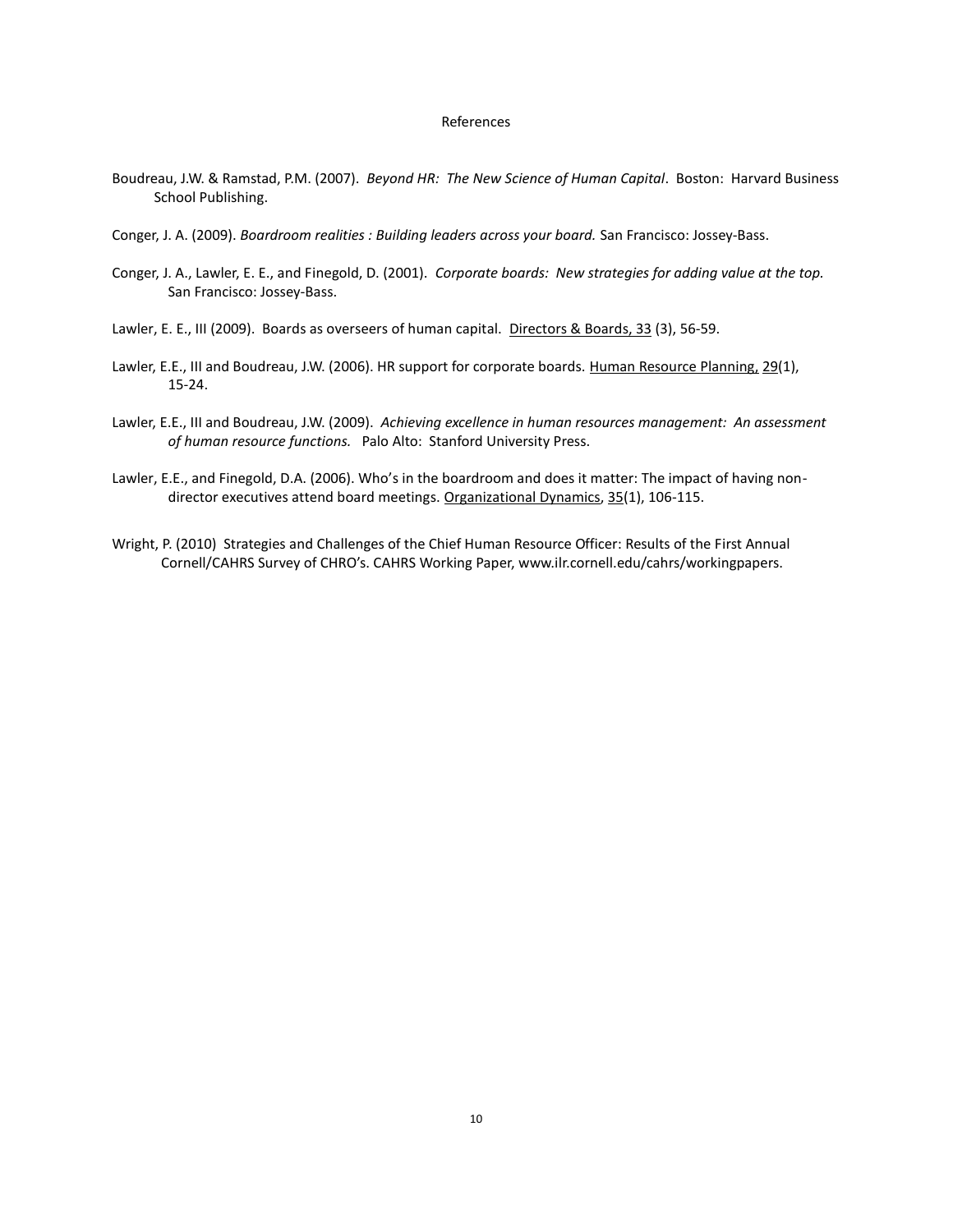# References

Boudreau, J.W. & Ramstad, P.M. (2007). *Beyond HR: The New Science of Human Capital*. Boston: Harvard Business School Publishing.

Conger, J. A. (2009). *Boardroom realities : Building leaders across your board.* San Francisco: Jossey-Bass.

Conger, J. A., Lawler, E. E., and Finegold, D. (2001). *Corporate boards: New strategies for adding value at the top.* San Francisco: Jossey-Bass.

Lawler, E. E., III (2009). Boards as overseers of human capital. Directors & Boards, 33 (3), 56-59.

Lawler, E.E., III and Boudreau, J.W. (2006). HR support for corporate boards. Human Resource Planning, 29(1), 15-24.

Lawler, E.E., III and Boudreau, J.W. (2009). *Achieving excellence in human resources management: An assessment of human resource functions.* Palo Alto: Stanford University Press.

Lawler, E.E., and Finegold, D.A. (2006). Who's in the boardroom and does it matter: The impact of having non-director executives attend board meetings. Organizational Dynamics, 35(1), 106-115.

Wright, P. (2010) Strategies and Challenges of the Chief Human Resource Officer: Results of the First Annual Cornell/CAHRS Survey of CHRO's. CAHRS Working Paper, www.ilr.cornell.edu/cahrs/workingpapers.